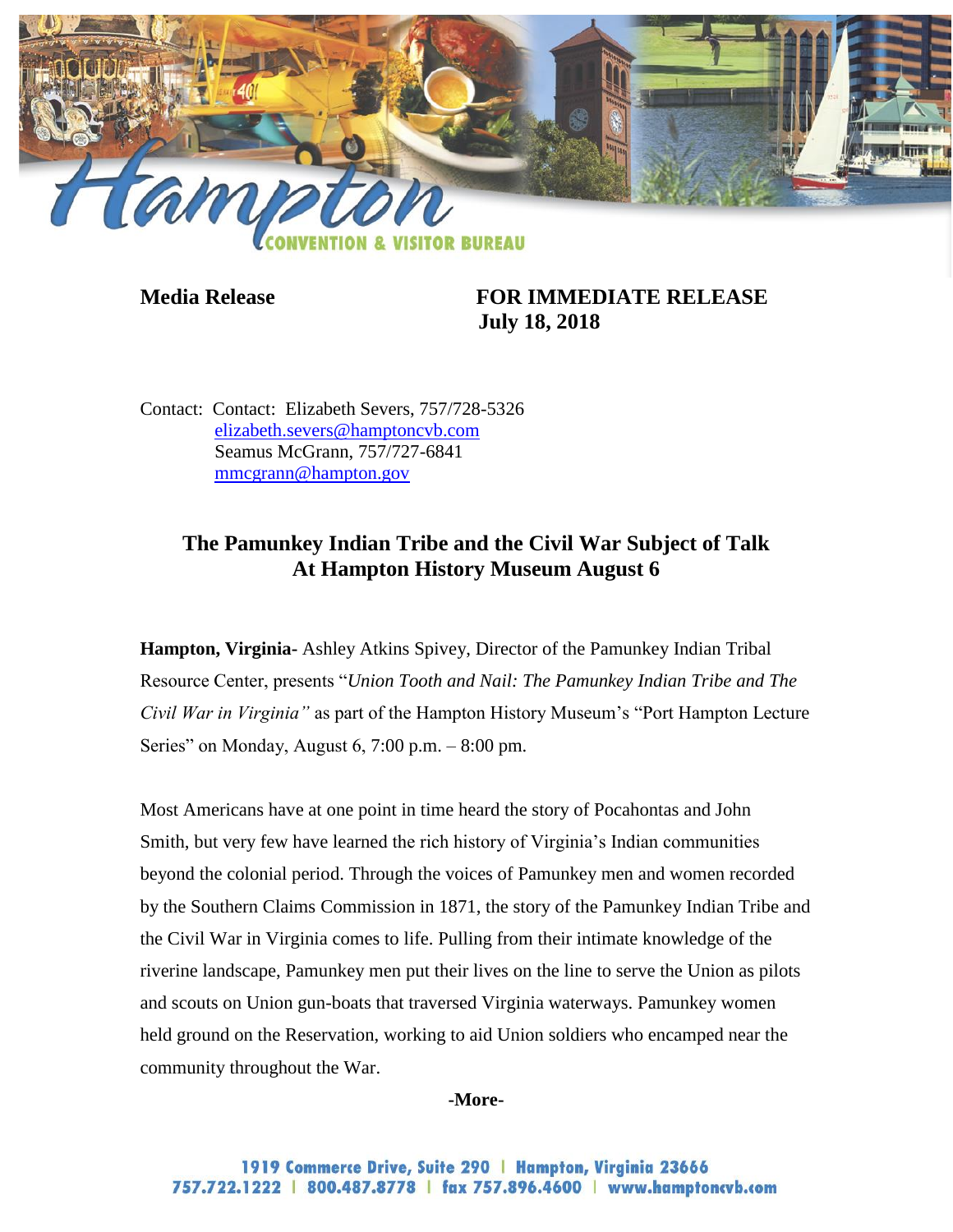Hampton CONVENTION & VISITOR BUREAU

**Media Release**

**FOR IMMEDIATE RELEASE**
**July 18, 2018**

Contact: Contact: Elizabeth Severs, 757/728-5326
elizabeth.severs@hamptoncvb.com
Seamus McGrann, 757/727-6841
mmcgrann@hampton.gov

## The Pamunkey Indian Tribe and the Civil War Subject of Talk At Hampton History Museum August 6

**Hampton, Virginia-** Ashley Atkins Spivey, Director of the Pamunkey Indian Tribal Resource Center, presents "*Union Tooth and Nail: The Pamunkey Indian Tribe and The Civil War in Virginia"* as part of the Hampton History Museum's "Port Hampton Lecture Series" on Monday, August 6, 7:00 p.m. – 8:00 pm.

Most Americans have at one point in time heard the story of Pocahontas and John Smith, but very few have learned the rich history of Virginia's Indian communities beyond the colonial period. Through the voices of Pamunkey men and women recorded by the Southern Claims Commission in 1871, the story of the Pamunkey Indian Tribe and the Civil War in Virginia comes to life. Pulling from their intimate knowledge of the riverine landscape, Pamunkey men put their lives on the line to serve the Union as pilots and scouts on Union gun-boats that traversed Virginia waterways. Pamunkey women held ground on the Reservation, working to aid Union soldiers who encamped near the community throughout the War.

**-More-**

1919 Commerce Drive, Suite 290 | Hampton, Virginia 23666
757.722.1222 | 800.487.8778 | fax 757.896.4600 | www.hamptoncvb.com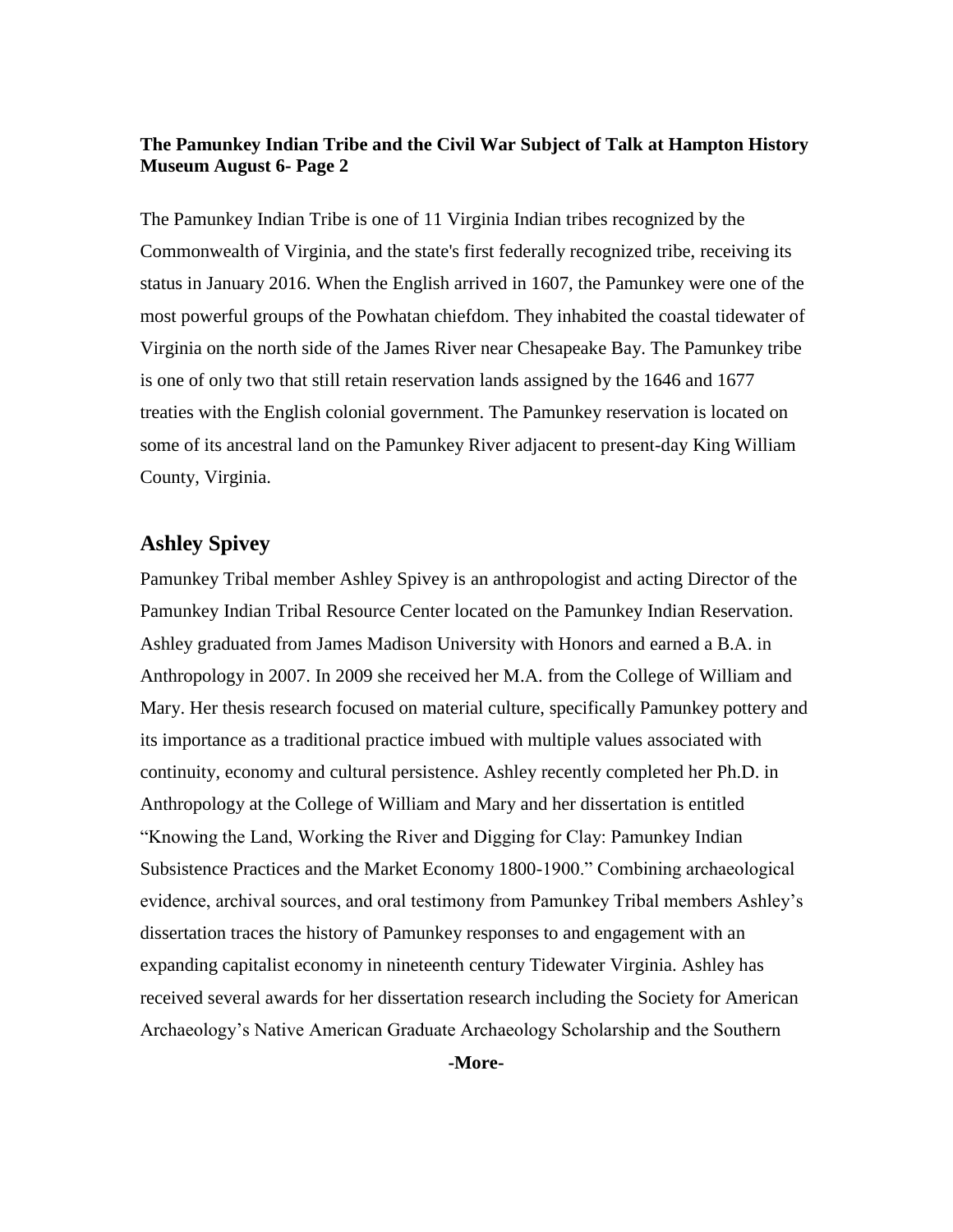**The Pamunkey Indian Tribe and the Civil War Subject of Talk at Hampton History Museum August 6- Page 2**

The Pamunkey Indian Tribe is one of 11 Virginia Indian tribes recognized by the Commonwealth of Virginia, and the state's first federally recognized tribe, receiving its status in January 2016. When the English arrived in 1607, the Pamunkey were one of the most powerful groups of the Powhatan chiefdom. They inhabited the coastal tidewater of Virginia on the north side of the James River near Chesapeake Bay. The Pamunkey tribe is one of only two that still retain reservation lands assigned by the 1646 and 1677 treaties with the English colonial government. The Pamunkey reservation is located on some of its ancestral land on the Pamunkey River adjacent to present-day King William County, Virginia.

## Ashley Spivey

Pamunkey Tribal member Ashley Spivey is an anthropologist and acting Director of the Pamunkey Indian Tribal Resource Center located on the Pamunkey Indian Reservation. Ashley graduated from James Madison University with Honors and earned a B.A. in Anthropology in 2007. In 2009 she received her M.A. from the College of William and Mary. Her thesis research focused on material culture, specifically Pamunkey pottery and its importance as a traditional practice imbued with multiple values associated with continuity, economy and cultural persistence. Ashley recently completed her Ph.D. in Anthropology at the College of William and Mary and her dissertation is entitled "Knowing the Land, Working the River and Digging for Clay: Pamunkey Indian Subsistence Practices and the Market Economy 1800-1900." Combining archaeological evidence, archival sources, and oral testimony from Pamunkey Tribal members Ashley's dissertation traces the history of Pamunkey responses to and engagement with an expanding capitalist economy in nineteenth century Tidewater Virginia. Ashley has received several awards for her dissertation research including the Society for American Archaeology's Native American Graduate Archaeology Scholarship and the Southern

**-More-**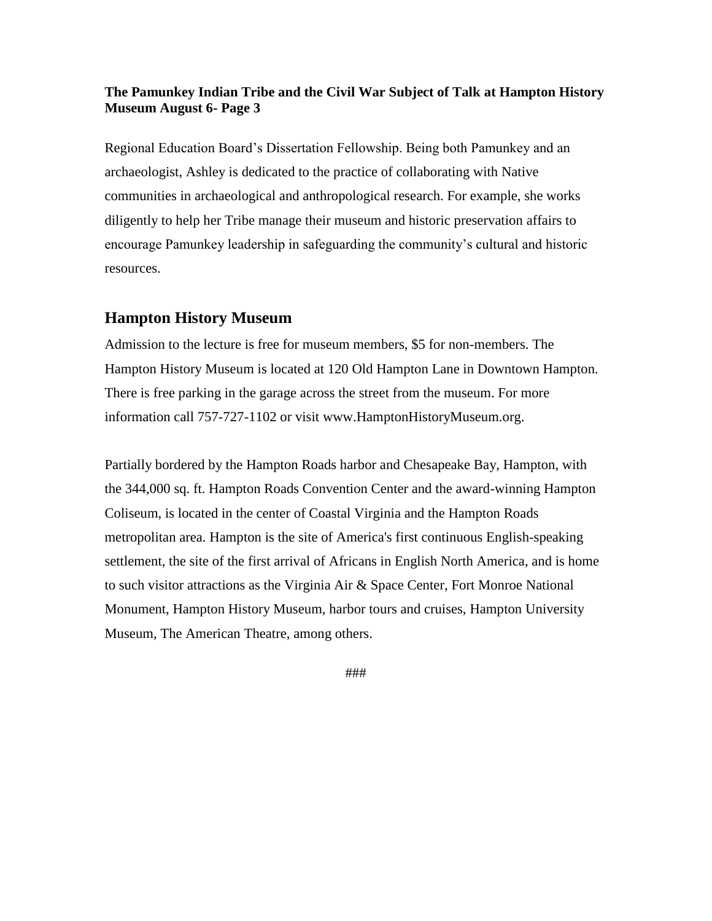Regional Education Board's Dissertation Fellowship. Being both Pamunkey and an archaeologist, Ashley is dedicated to the practice of collaborating with Native communities in archaeological and anthropological research. For example, she works diligently to help her Tribe manage their museum and historic preservation affairs to encourage Pamunkey leadership in safeguarding the community's cultural and historic resources.

## Hampton History Museum

Admission to the lecture is free for museum members, $5 for non-members. The Hampton History Museum is located at 120 Old Hampton Lane in Downtown Hampton. There is free parking in the garage across the street from the museum. For more information call 757-727-1102 or visit www.HamptonHistoryMuseum.org.

Partially bordered by the Hampton Roads harbor and Chesapeake Bay, Hampton, with the 344,000 sq. ft. Hampton Roads Convention Center and the award-winning Hampton Coliseum, is located in the center of Coastal Virginia and the Hampton Roads metropolitan area. Hampton is the site of America's first continuous English-speaking settlement, the site of the first arrival of Africans in English North America, and is home to such visitor attractions as the Virginia Air & Space Center, Fort Monroe National Monument, Hampton History Museum, harbor tours and cruises, Hampton University Museum, The American Theatre, among others.

###